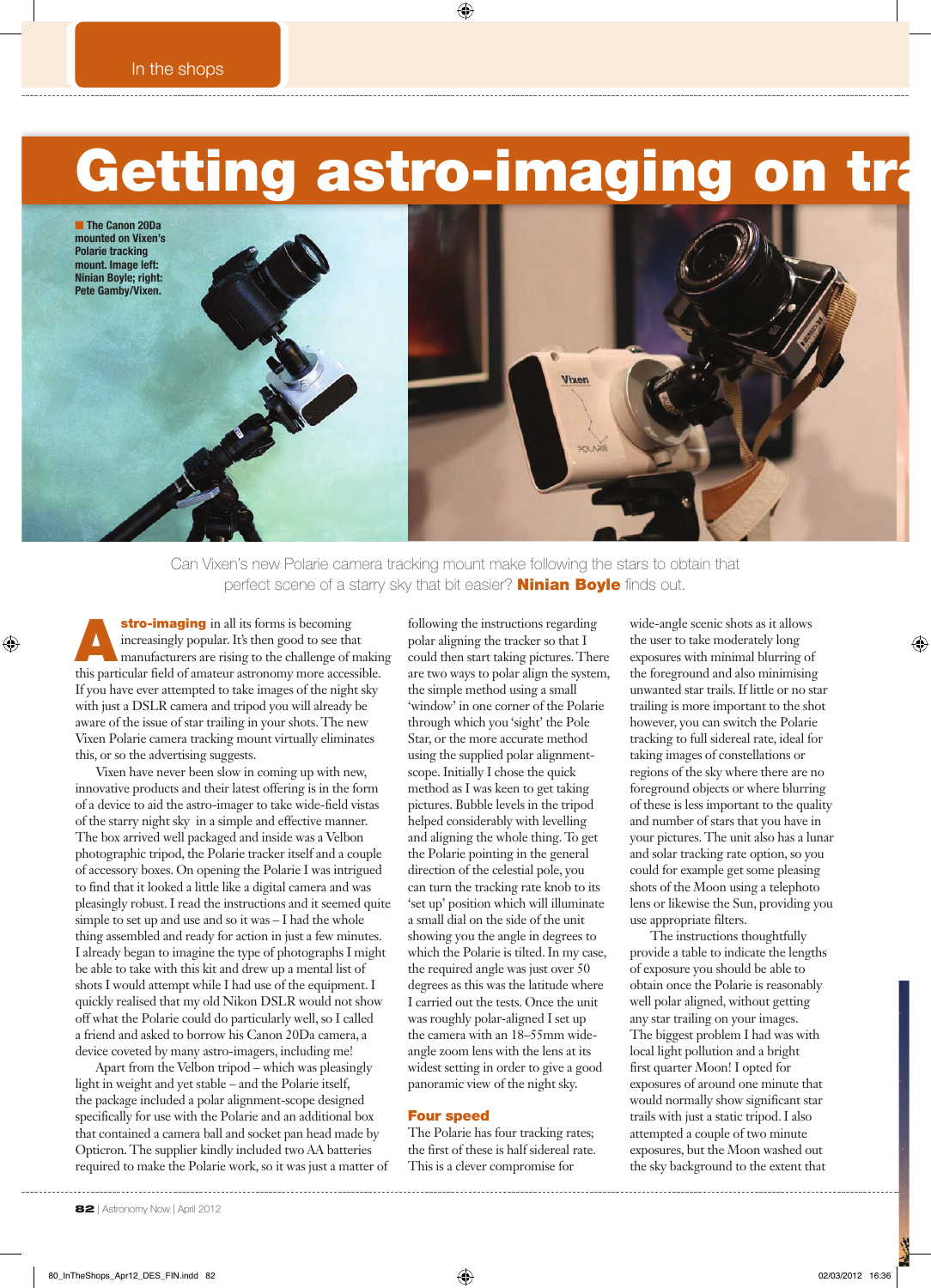In the shops

# Getting astro-imaging on tra

The Canon 20Da mounted on Vixen's Polarie tracking mount. Image left: Ninian Boyle; right: Pete Gamby/Vixen.

Can Vixen's new Polarie camera tracking mount make following the stars to obtain that perfect scene of a starry sky that bit easier? **Ninian Boyle** finds out.

**Astro-imaging** in all its forms is becoming increasingly popular. It's then good to see that manufacturers are rising to the challenge of making this particular field of amateur astronomy more accessible. If you have ever attempted to take images of the night sky with just a DSLR camera and tripod you will already be aware of the issue of star trailing in your shots. The new Vixen Polarie camera tracking mount virtually eliminates this, or so the advertising suggests.

Vixen have never been slow in coming up with new, innovative products and their latest offering is in the form of a device to aid the astro-imager to take wide-field vistas of the starry night sky in a simple and effective manner. The box arrived well packaged and inside was a Velbon photographic tripod, the Polarie tracker itself and a couple of accessory boxes. On opening the Polarie I was intrigued to find that it looked a little like a digital camera and was pleasingly robust. I read the instructions and it seemed quite simple to set up and use and so it was – I had the whole thing assembled and ready for action in just a few minutes. I already began to imagine the type of photographs I might be able to take with this kit and drew up a mental list of shots I would attempt while I had use of the equipment. I quickly realised that my old Nikon DSLR would not show off what the Polarie could do particularly well, so I called a friend and asked to borrow his Canon 20Da camera, a device coveted by many astro-imagers, including me!

Apart from the Velbon tripod – which was pleasingly light in weight and yet stable – and the Polarie itself, the package included a polar alignment-scope designed specifically for use with the Polarie and an additional box that contained a camera ball and socket pan head made by Opticron. The supplier kindly included two AA batteries required to make the Polarie work, so it was just a matter of following the instructions regarding polar aligning the tracker so that I could then start taking pictures. There are two ways to polar align the system, the simple method using a small 'window' in one corner of the Polarie through which you 'sight' the Pole Star, or the more accurate method using the supplied polar alignment-scope. Initially I chose the quick method as I was keen to get taking pictures. Bubble levels in the tripod helped considerably with levelling and aligning the whole thing. To get the Polarie pointing in the general direction of the celestial pole, you can turn the tracking rate knob to its 'set up' position which will illuminate a small dial on the side of the unit showing you the angle in degrees to which the Polarie is tilted. In my case, the required angle was just over 50 degrees as this was the latitude where I carried out the tests. Once the unit was roughly polar-aligned I set up the camera with an 18–55mm wide-angle zoom lens with the lens at its widest setting in order to give a good panoramic view of the night sky.

## Four speed

The Polarie has four tracking rates; the first of these is half sidereal rate. This is a clever compromise for wide-angle scenic shots as it allows the user to take moderately long exposures with minimal blurring of the foreground and also minimising unwanted star trails. If little or no star trailing is more important to the shot however, you can switch the Polarie tracking to full sidereal rate, ideal for taking images of constellations or regions of the sky where there are no foreground objects or where blurring of these is less important to the quality and number of stars that you have in your pictures. The unit also has a lunar and solar tracking rate option, so you could for example get some pleasing shots of the Moon using a telephoto lens or likewise the Sun, providing you use appropriate filters.

The instructions thoughtfully provide a table to indicate the lengths of exposure you should be able to obtain once the Polarie is reasonably well polar aligned, without getting any star trailing on your images. The biggest problem I had was with local light pollution and a bright first quarter Moon! I opted for exposures of around one minute that would normally show significant star trails with just a static tripod. I also attempted a couple of two minute exposures, but the Moon washed out the sky background to the extent that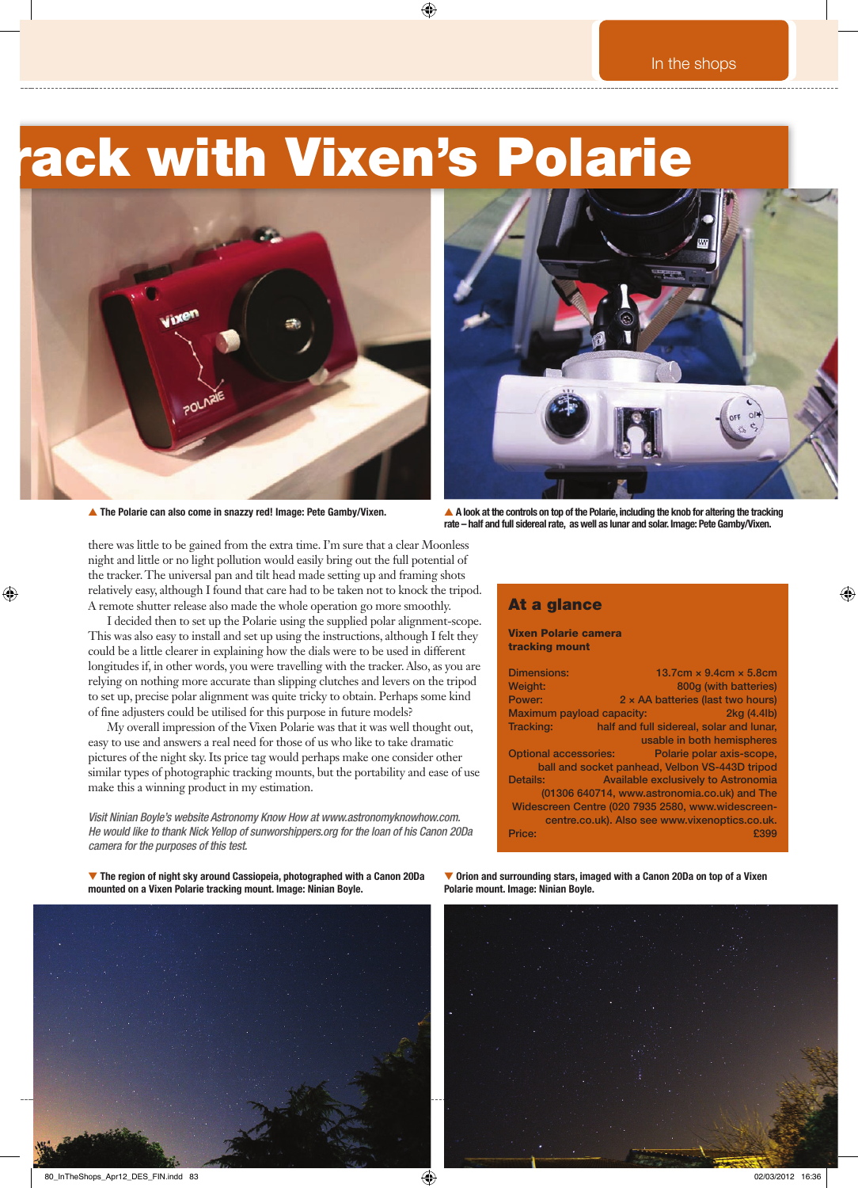# rack with Vixen's Polarie

▲ The Polarie can also come in snazzy red! Image: Pete Gamby/Vixen.

▲ A look at the controls on top of the Polarie, including the knob for altering the tracking rate – half and full sidereal rate, as well as lunar and solar. Image: Pete Gamby/Vixen.

there was little to be gained from the extra time. I'm sure that a clear Moonless night and little or no light pollution would easily bring out the full potential of the tracker. The universal pan and tilt head made setting up and framing shots relatively easy, although I found that care had to be taken not to knock the tripod. A remote shutter release also made the whole operation go more smoothly.

I decided then to set up the Polarie using the supplied polar alignment-scope. This was also easy to install and set up using the instructions, although I felt they could be a little clearer in explaining how the dials were to be used in different longitudes if, in other words, you were travelling with the tracker. Also, as you are relying on nothing more accurate than slipping clutches and levers on the tripod to set up, precise polar alignment was quite tricky to obtain. Perhaps some kind of fine adjusters could be utilised for this purpose in future models?

My overall impression of the Vixen Polarie was that it was well thought out, easy to use and answers a real need for those of us who like to take dramatic pictures of the night sky. Its price tag would perhaps make one consider other similar types of photographic tracking mounts, but the portability and ease of use make this a winning product in my estimation.

*Visit Ninian Boyle's website Astronomy Know How at www.astronomyknowhow.com. He would like to thank Nick Yellop of sunworshippers.org for the loan of his Canon 20Da camera for the purposes of this test.*

## At a glance

**Vixen Polarie camera tracking mount**

| | |
|---|---|
| Dimensions: | 13.7cm × 9.4cm × 5.8cm |
| Weight: | 800g (with batteries) |
| Power: | 2 × AA batteries (last two hours) |
| Maximum payload capacity: | 2kg (4.4lb) |
| Tracking: | half and full sidereal, solar and lunar, usable in both hemispheres |
| Optional accessories: | Polarie polar axis-scope, ball and socket panhead, Velbon VS-443D tripod |
| Details: | Available exclusively to Astronomia (01306 640714, www.astronomia.co.uk) and The Widescreen Centre (020 7935 2580, www.widescreen-centre.co.uk). Also see www.vixenoptics.co.uk. |
| Price: | £399 |

▼ The region of night sky around Cassiopeia, photographed with a Canon 20Da mounted on a Vixen Polarie tracking mount. Image: Ninian Boyle.

▼ Orion and surrounding stars, imaged with a Canon 20Da on top of a Vixen Polarie mount. Image: Ninian Boyle.